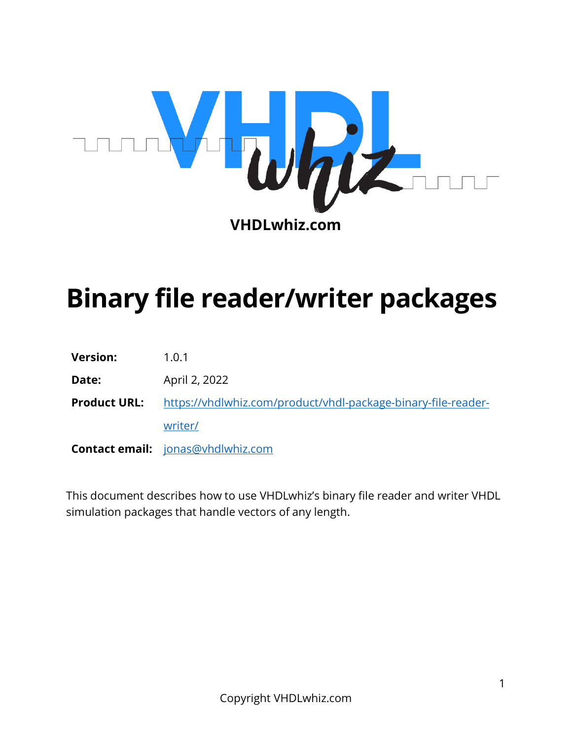VHDLwhiz.com

# Binary file reader/writer packages

| | |
|---|---|
| **Version:** | 1.0.1 |
| **Date:** | April 2, 2022 |
| **Product URL:** | https://vhdlwhiz.com/product/vhdl-package-binary-file-reader-writer/ |
| **Contact email:** | jonas@vhdlwhiz.com |

This document describes how to use VHDLwhiz's binary file reader and writer VHDL simulation packages that handle vectors of any length.

Copyright VHDLwhiz.com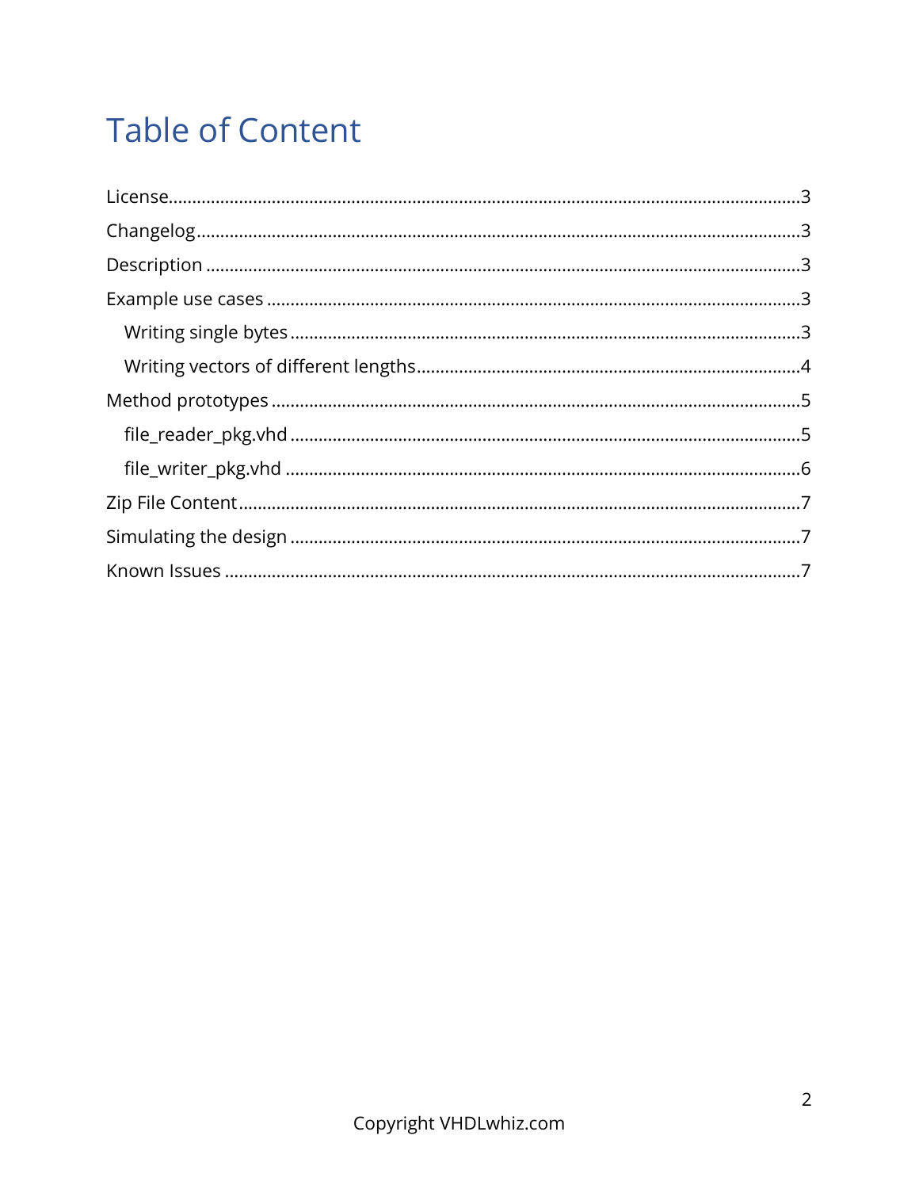# Table of Content

License....................................................................................................................3

Changelog.................................................................................................................3

Description ..............................................................................................................3

Example use cases ..................................................................................................3

  Writing single bytes ............................................................................................3

  Writing vectors of different lengths...................................................................4

Method prototypes ..................................................................................................5

  file_reader_pkg.vhd .............................................................................................5

  file_writer_pkg.vhd ..............................................................................................6

Zip File Content........................................................................................................7

Simulating the design ..............................................................................................7

Known Issues ...........................................................................................................7

Copyright VHDLwhiz.com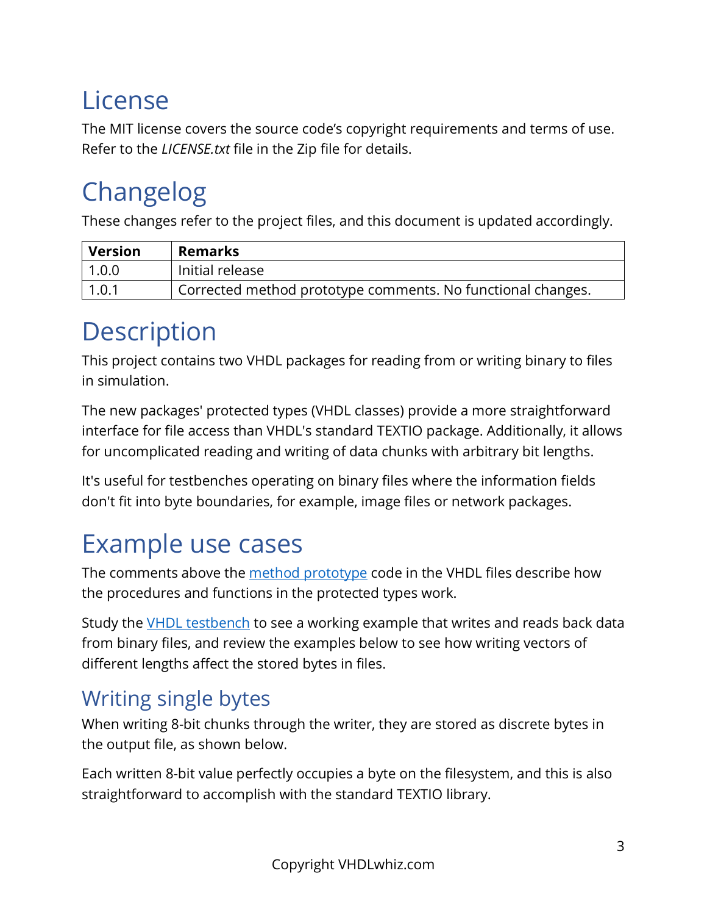# License

The MIT license covers the source code's copyright requirements and terms of use. Refer to the *LICENSE.txt* file in the Zip file for details.

# Changelog

These changes refer to the project files, and this document is updated accordingly.

| **Version** | **Remarks** |
|---|---|
| 1.0.0 | Initial release |
| 1.0.1 | Corrected method prototype comments. No functional changes. |

# Description

This project contains two VHDL packages for reading from or writing binary to files in simulation.

The new packages' protected types (VHDL classes) provide a more straightforward interface for file access than VHDL's standard TEXTIO package. Additionally, it allows for uncomplicated reading and writing of data chunks with arbitrary bit lengths.

It's useful for testbenches operating on binary files where the information fields don't fit into byte boundaries, for example, image files or network packages.

# Example use cases

The comments above the method prototype code in the VHDL files describe how the procedures and functions in the protected types work.

Study the VHDL testbench to see a working example that writes and reads back data from binary files, and review the examples below to see how writing vectors of different lengths affect the stored bytes in files.

## Writing single bytes

When writing 8-bit chunks through the writer, they are stored as discrete bytes in the output file, as shown below.

Each written 8-bit value perfectly occupies a byte on the filesystem, and this is also straightforward to accomplish with the standard TEXTIO library.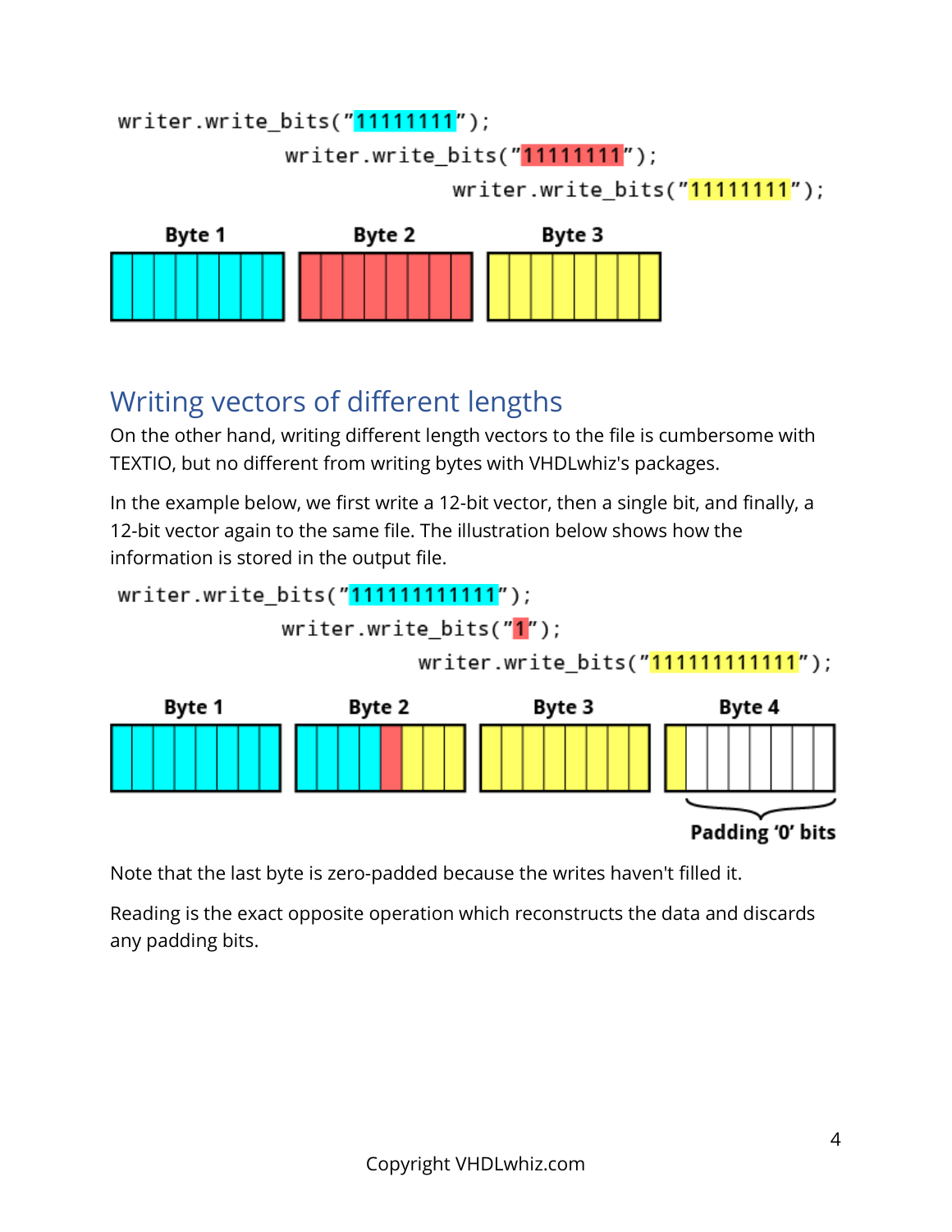```
writer.write_bits("11111111");
                writer.write_bits("11111111");
                                writer.write_bits("11111111");
```

Byte 1 Byte 2 Byte 3

## Writing vectors of different lengths

On the other hand, writing different length vectors to the file is cumbersome with TEXTIO, but no different from writing bytes with VHDLwhiz's packages.

In the example below, we first write a 12-bit vector, then a single bit, and finally, a 12-bit vector again to the same file. The illustration below shows how the information is stored in the output file.

```
writer.write_bits("111111111111");
                writer.write_bits("1");
                                writer.write_bits("111111111111");
```

Byte 1 Byte 2 Byte 3 Byte 4

Padding '0' bits

Note that the last byte is zero-padded because the writes haven't filled it.

Reading is the exact opposite operation which reconstructs the data and discards any padding bits.

Copyright VHDLwhiz.com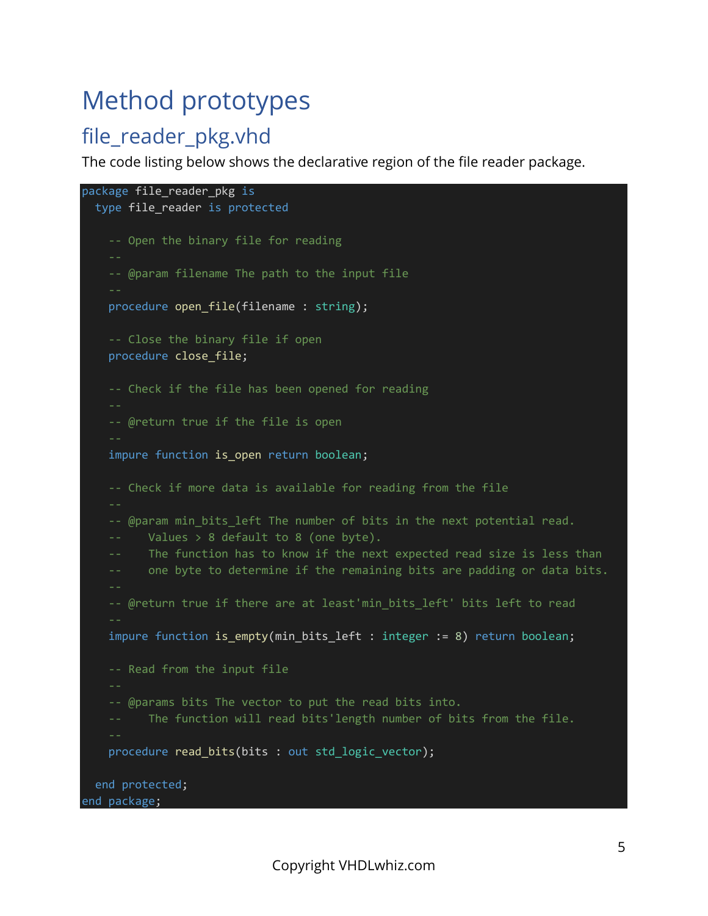# Method prototypes

## file_reader_pkg.vhd

The code listing below shows the declarative region of the file reader package.

```
package file_reader_pkg is
  type file_reader is protected

    -- Open the binary file for reading
    --
    -- @param filename The path to the input file
    --
    procedure open_file(filename : string);

    -- Close the binary file if open
    procedure close_file;

    -- Check if the file has been opened for reading
    --
    -- @return true if the file is open
    --
    impure function is_open return boolean;

    -- Check if more data is available for reading from the file
    --
    -- @param min_bits_left The number of bits in the next potential read.
    --    Values > 8 default to 8 (one byte).
    --    The function has to know if the next expected read size is less than
    --    one byte to determine if the remaining bits are padding or data bits.
    --
    -- @return true if there are at least'min_bits_left' bits left to read
    --
    impure function is_empty(min_bits_left : integer := 8) return boolean;

    -- Read from the input file
    --
    -- @params bits The vector to put the read bits into.
    --    The function will read bits'length number of bits from the file.
    --
    procedure read_bits(bits : out std_logic_vector);

  end protected;
end package;
```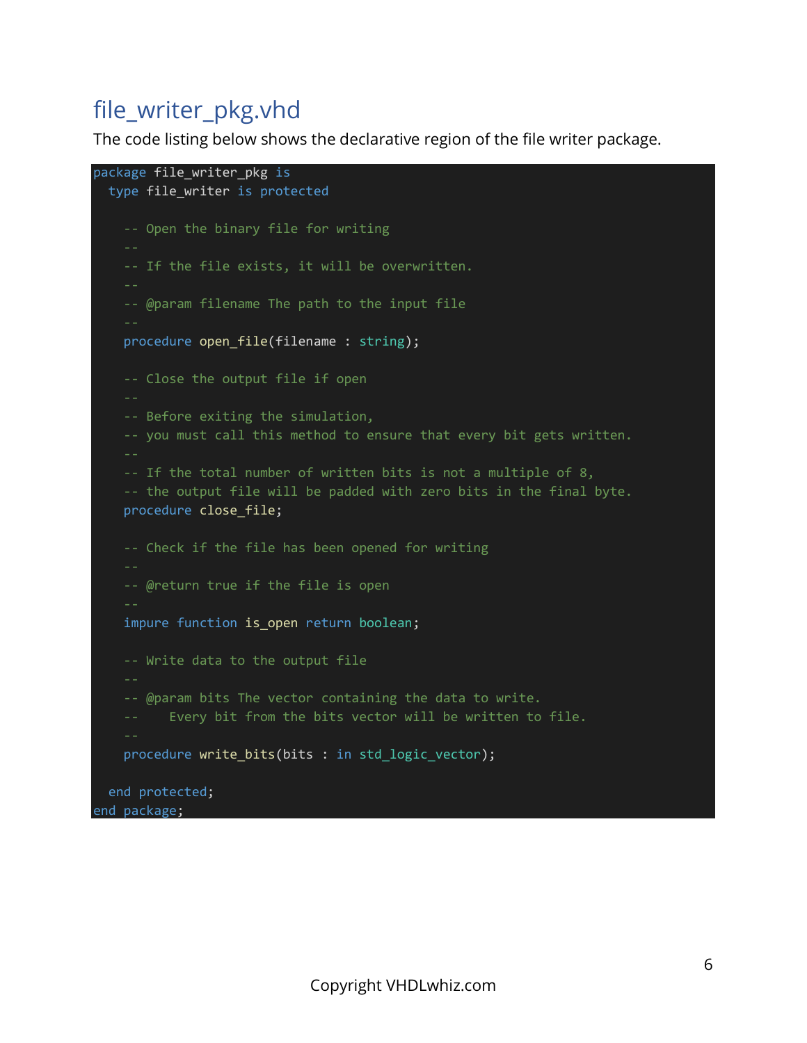# file_writer_pkg.vhd

The code listing below shows the declarative region of the file writer package.

```
package file_writer_pkg is
  type file_writer is protected

    -- Open the binary file for writing
    --
    -- If the file exists, it will be overwritten.
    --
    -- @param filename The path to the input file
    --
    procedure open_file(filename : string);

    -- Close the output file if open
    --
    -- Before exiting the simulation,
    -- you must call this method to ensure that every bit gets written.
    --
    -- If the total number of written bits is not a multiple of 8,
    -- the output file will be padded with zero bits in the final byte.
    procedure close_file;

    -- Check if the file has been opened for writing
    --
    -- @return true if the file is open
    --
    impure function is_open return boolean;

    -- Write data to the output file
    --
    -- @param bits The vector containing the data to write.
    --    Every bit from the bits vector will be written to file.
    --
    procedure write_bits(bits : in std_logic_vector);

  end protected;
end package;
```

Copyright VHDLwhiz.com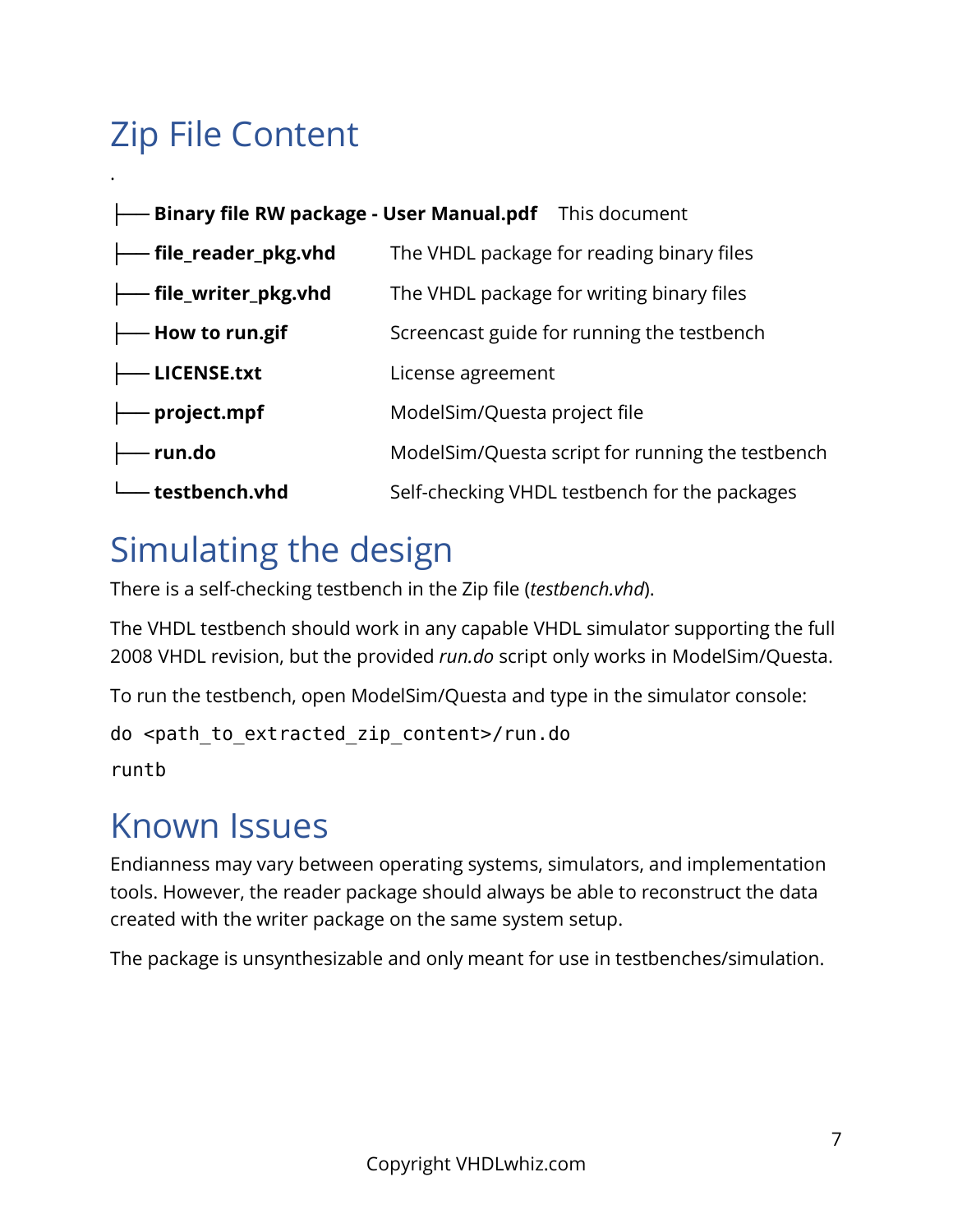# Zip File Content

```
.
├── Binary file RW package - User Manual.pdf    This document
├── file_reader_pkg.vhd      The VHDL package for reading binary files
├── file_writer_pkg.vhd      The VHDL package for writing binary files
├── How to run.gif           Screencast guide for running the testbench
├── LICENSE.txt              License agreement
├── project.mpf              ModelSim/Questa project file
├── run.do                   ModelSim/Questa script for running the testbench
└── testbench.vhd            Self-checking VHDL testbench for the packages
```

# Simulating the design

There is a self-checking testbench in the Zip file (*testbench.vhd*).

The VHDL testbench should work in any capable VHDL simulator supporting the full 2008 VHDL revision, but the provided *run.do* script only works in ModelSim/Questa.

To run the testbench, open ModelSim/Questa and type in the simulator console:

```
do <path_to_extracted_zip_content>/run.do
runtb
```

# Known Issues

Endianness may vary between operating systems, simulators, and implementation tools. However, the reader package should always be able to reconstruct the data created with the writer package on the same system setup.

The package is unsynthesizable and only meant for use in testbenches/simulation.

Copyright VHDLwhiz.com